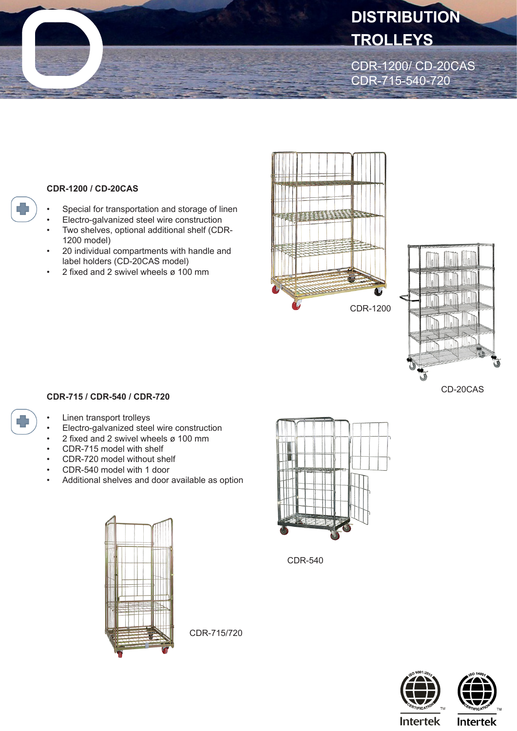# DISTRIBUTION TROLLEYS

CDR-1200/ CD-20CAS
CDR-715-540-720

### CDR-1200 / CD-20CAS

- Special for transportation and storage of linen
- Electro-galvanized steel wire construction
- Two shelves, optional additional shelf (CDR-1200 model)
- 20 individual compartments with handle and label holders (CD-20CAS model)
- 2 fixed and 2 swivel wheels ø 100 mm

CDR-1200

CD-20CAS

### CDR-715 / CDR-540 / CDR-720

- Linen transport trolleys
- Electro-galvanized steel wire construction
- 2 fixed and 2 swivel wheels ø 100 mm
- CDR-715 model with shelf
- CDR-720 model without shelf
- CDR-540 model with 1 door
- Additional shelves and door available as option

CDR-540

CDR-715/720

ISO 9001:2015 CERTIFICATION Intertek

ISO 14001 CERTIFICATION Intertek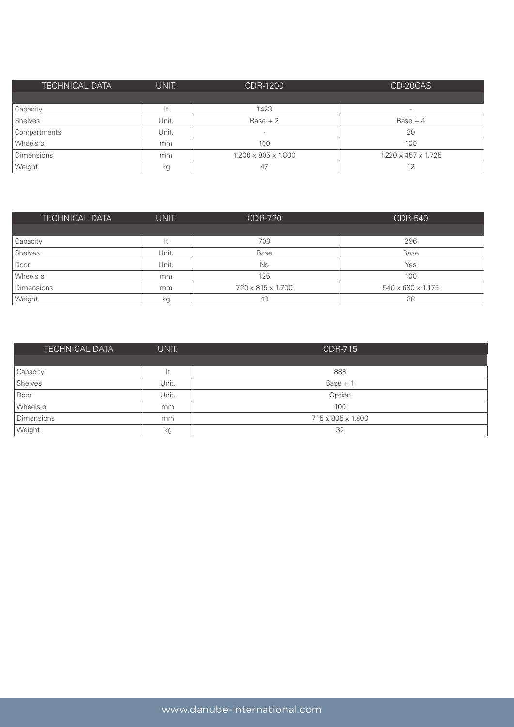| TECHNICAL DATA | UNIT. | CDR-1200 | CD-20CAS |
|---|---|---|---|
| Capacity | lt | 1423 | - |
| Shelves | Unit. | Base + 2 | Base + 4 |
| Compartments | Unit. | - | 20 |
| Wheels ø | mm | 100 | 100 |
| Dimensions | mm | 1.200 x 805 x 1.800 | 1.220 x 457 x 1.725 |
| Weight | kg | 47 | 12 |

| TECHNICAL DATA | UNIT. | CDR-720 | CDR-540 |
|---|---|---|---|
| Capacity | lt | 700 | 296 |
| Shelves | Unit. | Base | Base |
| Door | Unit. | No | Yes |
| Wheels ø | mm | 125 | 100 |
| Dimensions | mm | 720 x 815 x 1.700 | 540 x 680 x 1.175 |
| Weight | kg | 43 | 28 |

| TECHNICAL DATA | UNIT. | CDR-715 |
|---|---|---|
| Capacity | lt | 888 |
| Shelves | Unit. | Base + 1 |
| Door | Unit. | Option |
| Wheels ø | mm | 100 |
| Dimensions | mm | 715 x 805 x 1.800 |
| Weight | kg | 32 |

www.danube-international.com